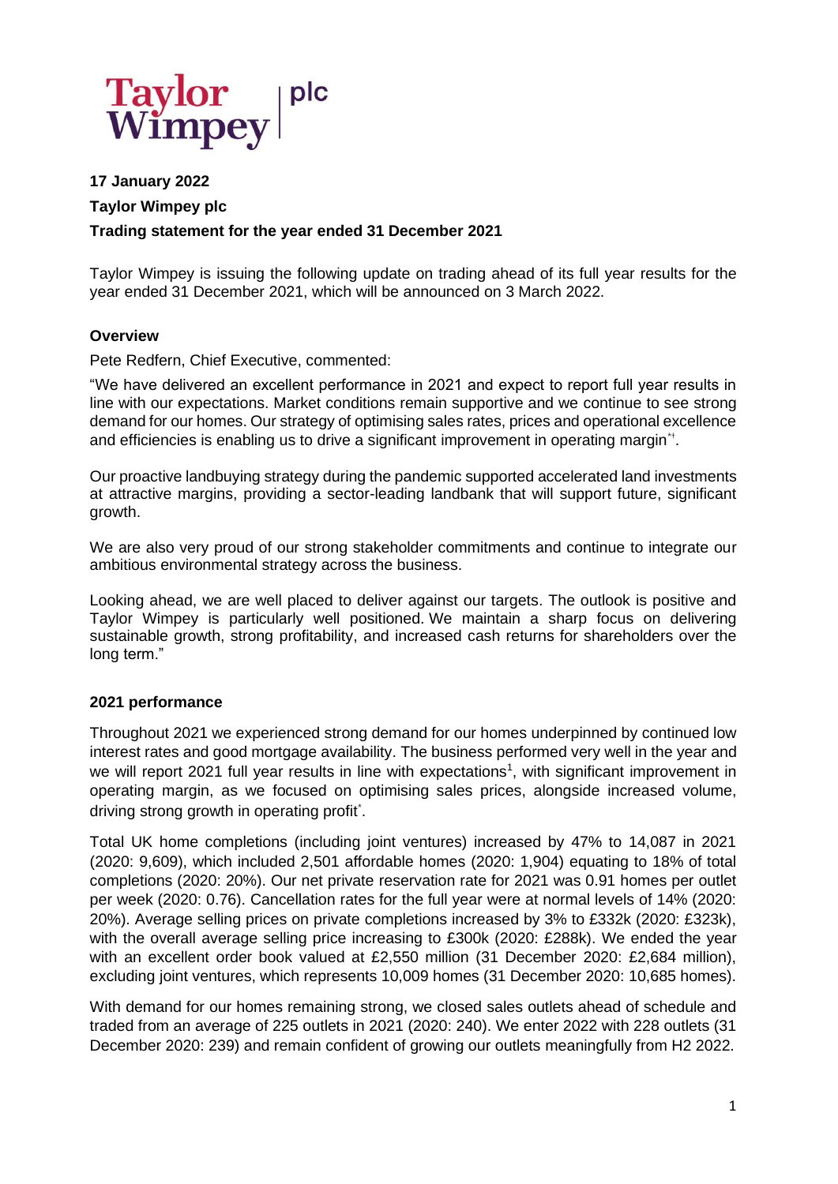Taylor Wimpey | plc

**17 January 2022**

**Taylor Wimpey plc**

**Trading statement for the year ended 31 December 2021**

Taylor Wimpey is issuing the following update on trading ahead of its full year results for the year ended 31 December 2021, which will be announced on 3 March 2022.

## Overview

Pete Redfern, Chief Executive, commented:

"We have delivered an excellent performance in 2021 and expect to report full year results in line with our expectations. Market conditions remain supportive and we continue to see strong demand for our homes. Our strategy of optimising sales rates, prices and operational excellence and efficiencies is enabling us to drive a significant improvement in operating margin[*†].

Our proactive landbuying strategy during the pandemic supported accelerated land investments at attractive margins, providing a sector-leading landbank that will support future, significant growth.

We are also very proud of our strong stakeholder commitments and continue to integrate our ambitious environmental strategy across the business.

Looking ahead, we are well placed to deliver against our targets. The outlook is positive and Taylor Wimpey is particularly well positioned. We maintain a sharp focus on delivering sustainable growth, strong profitability, and increased cash returns for shareholders over the long term."

## 2021 performance

Throughout 2021 we experienced strong demand for our homes underpinned by continued low interest rates and good mortgage availability. The business performed very well in the year and we will report 2021 full year results in line with expectations[1], with significant improvement in operating margin, as we focused on optimising sales prices, alongside increased volume, driving strong growth in operating profit[*].

Total UK home completions (including joint ventures) increased by 47% to 14,087 in 2021 (2020: 9,609), which included 2,501 affordable homes (2020: 1,904) equating to 18% of total completions (2020: 20%). Our net private reservation rate for 2021 was 0.91 homes per outlet per week (2020: 0.76). Cancellation rates for the full year were at normal levels of 14% (2020: 20%). Average selling prices on private completions increased by 3% to £332k (2020: £323k), with the overall average selling price increasing to £300k (2020: £288k). We ended the year with an excellent order book valued at £2,550 million (31 December 2020: £2,684 million), excluding joint ventures, which represents 10,009 homes (31 December 2020: 10,685 homes).

With demand for our homes remaining strong, we closed sales outlets ahead of schedule and traded from an average of 225 outlets in 2021 (2020: 240). We enter 2022 with 228 outlets (31 December 2020: 239) and remain confident of growing our outlets meaningfully from H2 2022.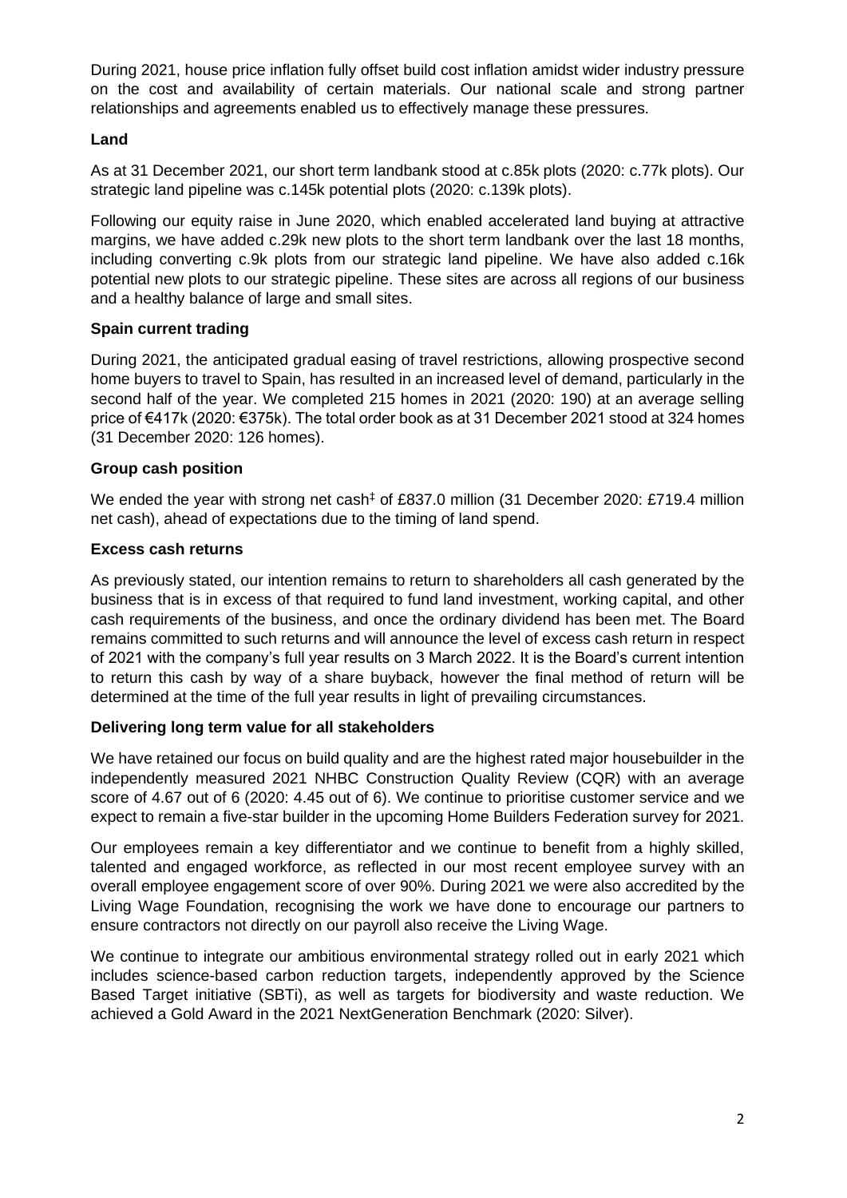During 2021, house price inflation fully offset build cost inflation amidst wider industry pressure on the cost and availability of certain materials. Our national scale and strong partner relationships and agreements enabled us to effectively manage these pressures.

**Land**

As at 31 December 2021, our short term landbank stood at c.85k plots (2020: c.77k plots). Our strategic land pipeline was c.145k potential plots (2020: c.139k plots).

Following our equity raise in June 2020, which enabled accelerated land buying at attractive margins, we have added c.29k new plots to the short term landbank over the last 18 months, including converting c.9k plots from our strategic land pipeline. We have also added c.16k potential new plots to our strategic pipeline. These sites are across all regions of our business and a healthy balance of large and small sites.

**Spain current trading**

During 2021, the anticipated gradual easing of travel restrictions, allowing prospective second home buyers to travel to Spain, has resulted in an increased level of demand, particularly in the second half of the year. We completed 215 homes in 2021 (2020: 190) at an average selling price of €417k (2020: €375k). The total order book as at 31 December 2021 stood at 324 homes (31 December 2020: 126 homes).

**Group cash position**

We ended the year with strong net cash‡ of £837.0 million (31 December 2020: £719.4 million net cash), ahead of expectations due to the timing of land spend.

**Excess cash returns**

As previously stated, our intention remains to return to shareholders all cash generated by the business that is in excess of that required to fund land investment, working capital, and other cash requirements of the business, and once the ordinary dividend has been met. The Board remains committed to such returns and will announce the level of excess cash return in respect of 2021 with the company's full year results on 3 March 2022. It is the Board's current intention to return this cash by way of a share buyback, however the final method of return will be determined at the time of the full year results in light of prevailing circumstances.

**Delivering long term value for all stakeholders**

We have retained our focus on build quality and are the highest rated major housebuilder in the independently measured 2021 NHBC Construction Quality Review (CQR) with an average score of 4.67 out of 6 (2020: 4.45 out of 6). We continue to prioritise customer service and we expect to remain a five-star builder in the upcoming Home Builders Federation survey for 2021.

Our employees remain a key differentiator and we continue to benefit from a highly skilled, talented and engaged workforce, as reflected in our most recent employee survey with an overall employee engagement score of over 90%. During 2021 we were also accredited by the Living Wage Foundation, recognising the work we have done to encourage our partners to ensure contractors not directly on our payroll also receive the Living Wage.

We continue to integrate our ambitious environmental strategy rolled out in early 2021 which includes science-based carbon reduction targets, independently approved by the Science Based Target initiative (SBTi), as well as targets for biodiversity and waste reduction. We achieved a Gold Award in the 2021 NextGeneration Benchmark (2020: Silver).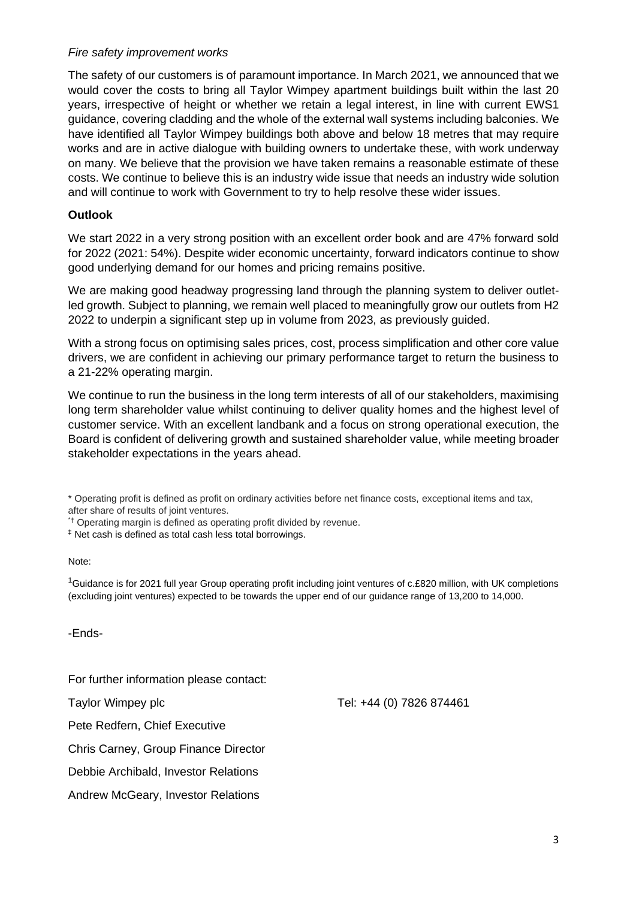*Fire safety improvement works*

The safety of our customers is of paramount importance. In March 2021, we announced that we would cover the costs to bring all Taylor Wimpey apartment buildings built within the last 20 years, irrespective of height or whether we retain a legal interest, in line with current EWS1 guidance, covering cladding and the whole of the external wall systems including balconies. We have identified all Taylor Wimpey buildings both above and below 18 metres that may require works and are in active dialogue with building owners to undertake these, with work underway on many. We believe that the provision we have taken remains a reasonable estimate of these costs. We continue to believe this is an industry wide issue that needs an industry wide solution and will continue to work with Government to try to help resolve these wider issues.

**Outlook**

We start 2022 in a very strong position with an excellent order book and are 47% forward sold for 2022 (2021: 54%). Despite wider economic uncertainty, forward indicators continue to show good underlying demand for our homes and pricing remains positive.

We are making good headway progressing land through the planning system to deliver outlet-led growth. Subject to planning, we remain well placed to meaningfully grow our outlets from H2 2022 to underpin a significant step up in volume from 2023, as previously guided.

With a strong focus on optimising sales prices, cost, process simplification and other core value drivers, we are confident in achieving our primary performance target to return the business to a 21-22% operating margin.

We continue to run the business in the long term interests of all of our stakeholders, maximising long term shareholder value whilst continuing to deliver quality homes and the highest level of customer service. With an excellent landbank and a focus on strong operational execution, the Board is confident of delivering growth and sustained shareholder value, while meeting broader stakeholder expectations in the years ahead.

\* Operating profit is defined as profit on ordinary activities before net finance costs, exceptional items and tax, after share of results of joint ventures.

*† Operating margin is defined as operating profit divided by revenue.

‡ Net cash is defined as total cash less total borrowings.

Note:

[1]Guidance is for 2021 full year Group operating profit including joint ventures of c.£820 million, with UK completions (excluding joint ventures) expected to be towards the upper end of our guidance range of 13,200 to 14,000.

-Ends-

For further information please contact:

Taylor Wimpey plc — Tel: +44 (0) 7826 874461

Pete Redfern, Chief Executive

Chris Carney, Group Finance Director

Debbie Archibald, Investor Relations

Andrew McGeary, Investor Relations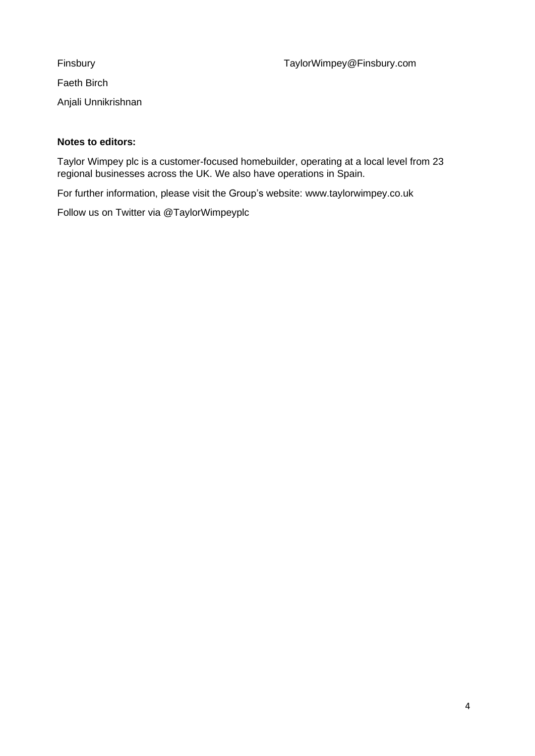Finsbury TaylorWimpey@Finsbury.com

Faeth Birch

Anjali Unnikrishnan

**Notes to editors:**

Taylor Wimpey plc is a customer-focused homebuilder, operating at a local level from 23 regional businesses across the UK. We also have operations in Spain.

For further information, please visit the Group's website: www.taylorwimpey.co.uk

Follow us on Twitter via @TaylorWimpeyplc